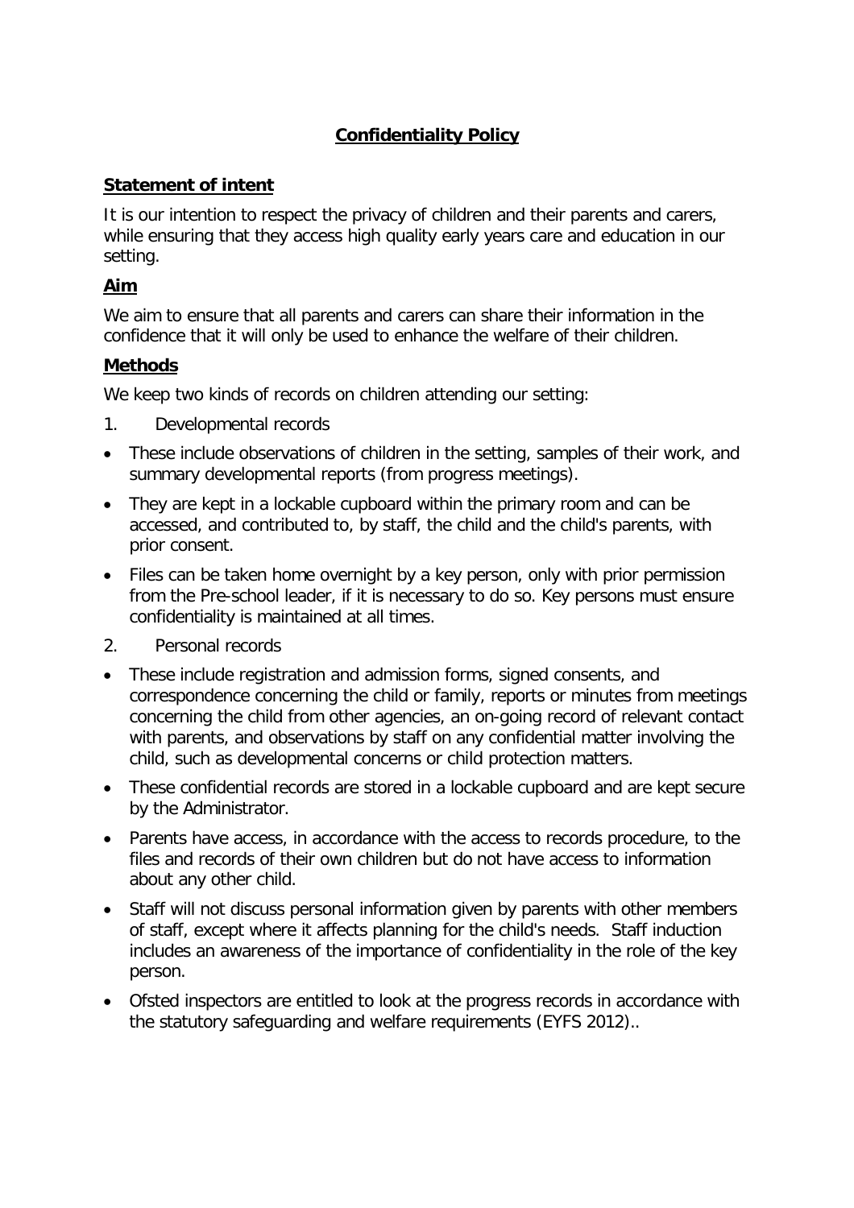# Confidentiality Policy

## Statement of intent

It is our intention to respect the privacy of children and their parents and carers, while ensuring that they access high quality early years care and education in our setting.

## Aim

We aim to ensure that all parents and carers can share their information in the confidence that it will only be used to enhance the welfare of their children.

## Methods

We keep two kinds of records on children attending our setting:

1. Developmental records

- These include observations of children in the setting, samples of their work, and summary developmental reports (from progress meetings).
- They are kept in a lockable cupboard within the primary room and can be accessed, and contributed to, by staff, the child and the child's parents, with prior consent.
- Files can be taken home overnight by a key person, only with prior permission from the Pre-school leader, if it is necessary to do so. Key persons must ensure confidentiality is maintained at all times.

2. Personal records

- These include registration and admission forms, signed consents, and correspondence concerning the child or family, reports or minutes from meetings concerning the child from other agencies, an on-going record of relevant contact with parents, and observations by staff on any confidential matter involving the child, such as developmental concerns or child protection matters.
- These confidential records are stored in a lockable cupboard and are kept secure by the Administrator.
- Parents have access, in accordance with the access to records procedure, to the files and records of their own children but do not have access to information about any other child.
- Staff will not discuss personal information given by parents with other members of staff, except where it affects planning for the child's needs. Staff induction includes an awareness of the importance of confidentiality in the role of the key person.
- Ofsted inspectors are entitled to look at the progress records in accordance with the statutory safeguarding and welfare requirements (EYFS 2012)..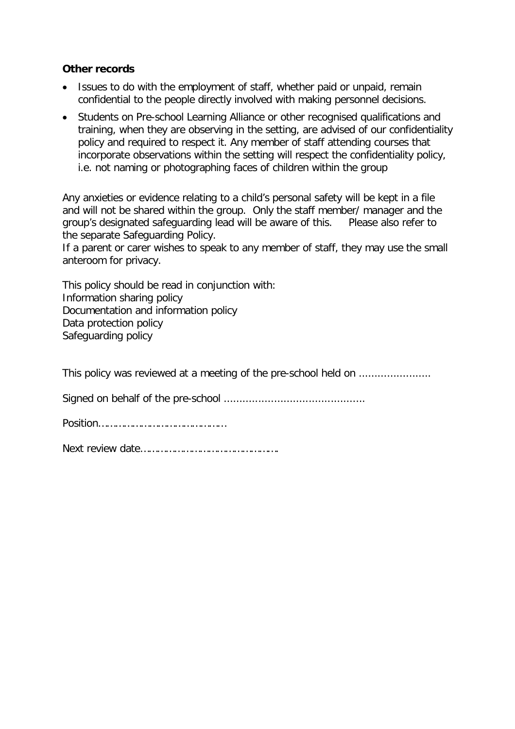**Other records**

- Issues to do with the employment of staff, whether paid or unpaid, remain confidential to the people directly involved with making personnel decisions.
- Students on Pre-school Learning Alliance or other recognised qualifications and training, when they are observing in the setting, are advised of our confidentiality policy and required to respect it. Any member of staff attending courses that incorporate observations within the setting will respect the confidentiality policy, i.e. not naming or photographing faces of children within the group

Any anxieties or evidence relating to a child's personal safety will be kept in a file and will not be shared within the group. Only the staff member/ manager and the group's designated safeguarding lead will be aware of this. Please also refer to the separate Safeguarding Policy.
If a parent or carer wishes to speak to any member of staff, they may use the small anteroom for privacy.

This policy should be read in conjunction with:
Information sharing policy
Documentation and information policy
Data protection policy
Safeguarding policy

This policy was reviewed at a meeting of the pre-school held on .......................

Signed on behalf of the pre-school ............................................

Position………………………………………

Next review date…………………………………………..